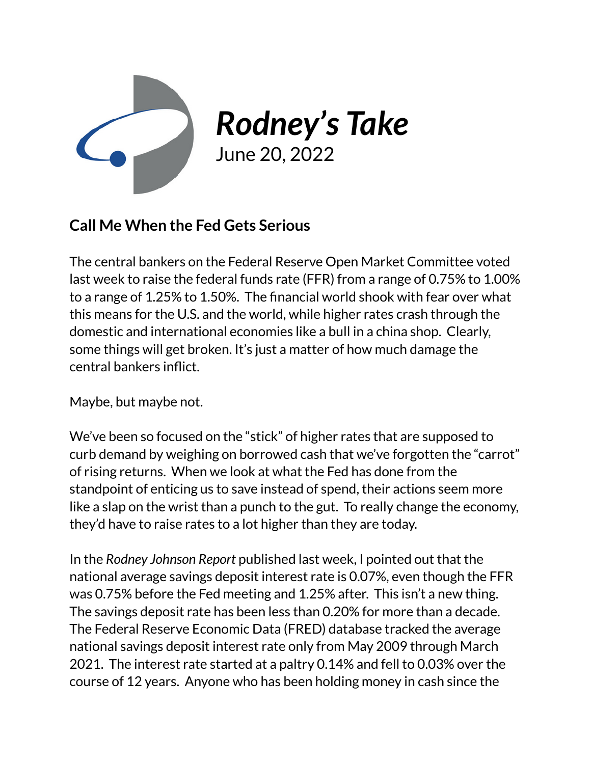# *Rodney's Take*

June 20, 2022

## Call Me When the Fed Gets Serious

The central bankers on the Federal Reserve Open Market Committee voted last week to raise the federal funds rate (FFR) from a range of 0.75% to 1.00% to a range of 1.25% to 1.50%. The financial world shook with fear over what this means for the U.S. and the world, while higher rates crash through the domestic and international economies like a bull in a china shop. Clearly, some things will get broken. It's just a matter of how much damage the central bankers inflict.

Maybe, but maybe not.

We've been so focused on the "stick" of higher rates that are supposed to curb demand by weighing on borrowed cash that we've forgotten the "carrot" of rising returns. When we look at what the Fed has done from the standpoint of enticing us to save instead of spend, their actions seem more like a slap on the wrist than a punch to the gut. To really change the economy, they'd have to raise rates to a lot higher than they are today.

In the *Rodney Johnson Report* published last week, I pointed out that the national average savings deposit interest rate is 0.07%, even though the FFR was 0.75% before the Fed meeting and 1.25% after. This isn't a new thing. The savings deposit rate has been less than 0.20% for more than a decade. The Federal Reserve Economic Data (FRED) database tracked the average national savings deposit interest rate only from May 2009 through March 2021. The interest rate started at a paltry 0.14% and fell to 0.03% over the course of 12 years. Anyone who has been holding money in cash since the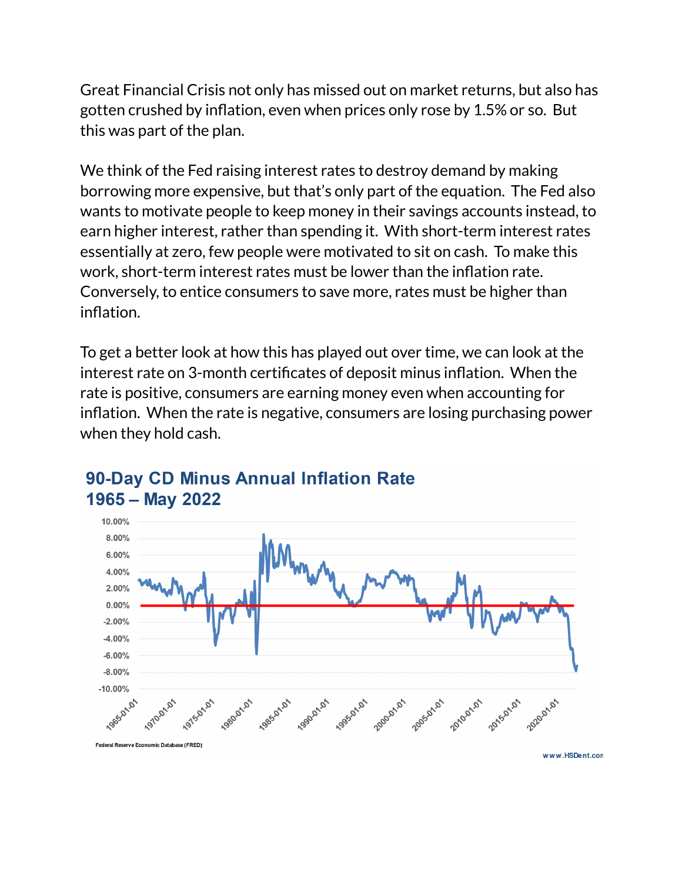Great Financial Crisis not only has missed out on market returns, but also has gotten crushed by inflation, even when prices only rose by 1.5% or so. But this was part of the plan.

We think of the Fed raising interest rates to destroy demand by making borrowing more expensive, but that's only part of the equation. The Fed also wants to motivate people to keep money in their savings accounts instead, to earn higher interest, rather than spending it. With short-term interest rates essentially at zero, few people were motivated to sit on cash. To make this work, short-term interest rates must be lower than the inflation rate. Conversely, to entice consumers to save more, rates must be higher than inflation.

To get a better look at how this has played out over time, we can look at the interest rate on 3-month certificates of deposit minus inflation. When the rate is positive, consumers are earning money even when accounting for inflation. When the rate is negative, consumers are losing purchasing power when they hold cash.

**90-Day CD Minus Annual Inflation Rate**
**1965 – May 2022**

Federal Reserve Economic Database (FRED)

www.HSDent.com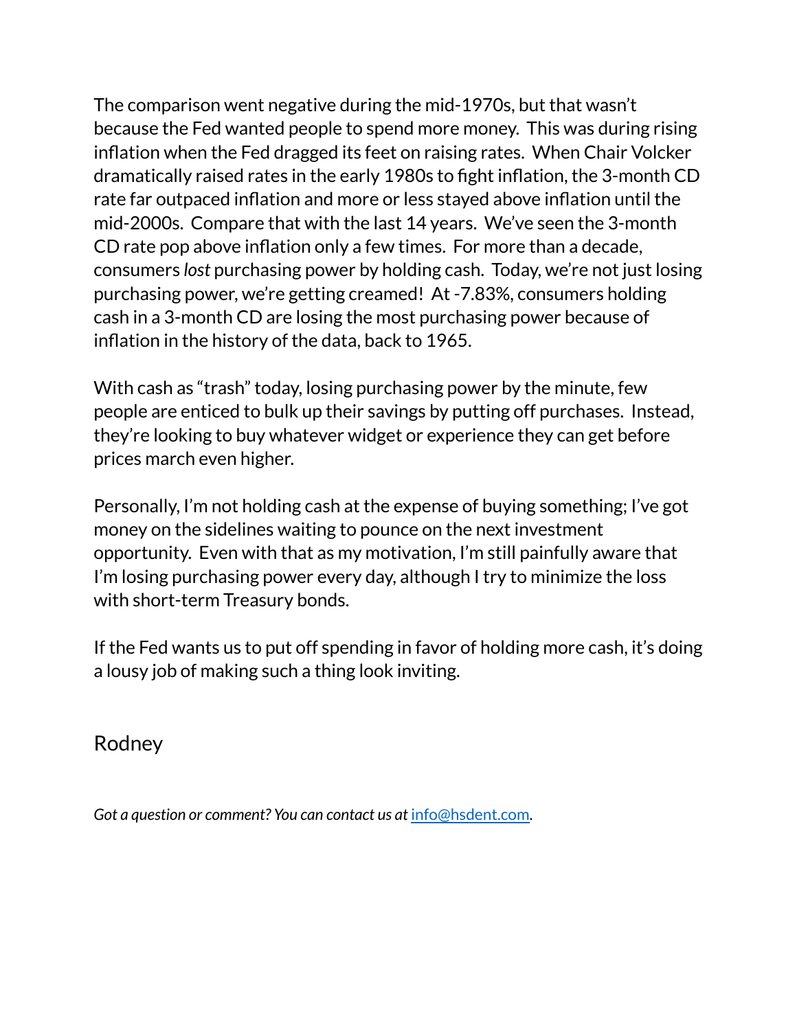The comparison went negative during the mid-1970s, but that wasn't because the Fed wanted people to spend more money. This was during rising inflation when the Fed dragged its feet on raising rates. When Chair Volcker dramatically raised rates in the early 1980s to fight inflation, the 3-month CD rate far outpaced inflation and more or less stayed above inflation until the mid-2000s. Compare that with the last 14 years. We've seen the 3-month CD rate pop above inflation only a few times. For more than a decade, consumers *lost* purchasing power by holding cash. Today, we're not just losing purchasing power, we're getting creamed! At -7.83%, consumers holding cash in a 3-month CD are losing the most purchasing power because of inflation in the history of the data, back to 1965.

With cash as "trash" today, losing purchasing power by the minute, few people are enticed to bulk up their savings by putting off purchases. Instead, they're looking to buy whatever widget or experience they can get before prices march even higher.

Personally, I'm not holding cash at the expense of buying something; I've got money on the sidelines waiting to pounce on the next investment opportunity. Even with that as my motivation, I'm still painfully aware that I'm losing purchasing power every day, although I try to minimize the loss with short-term Treasury bonds.

If the Fed wants us to put off spending in favor of holding more cash, it's doing a lousy job of making such a thing look inviting.

Rodney

*Got a question or comment? You can contact us at* [info@hsdent.com](mailto:info@hsdent.com).